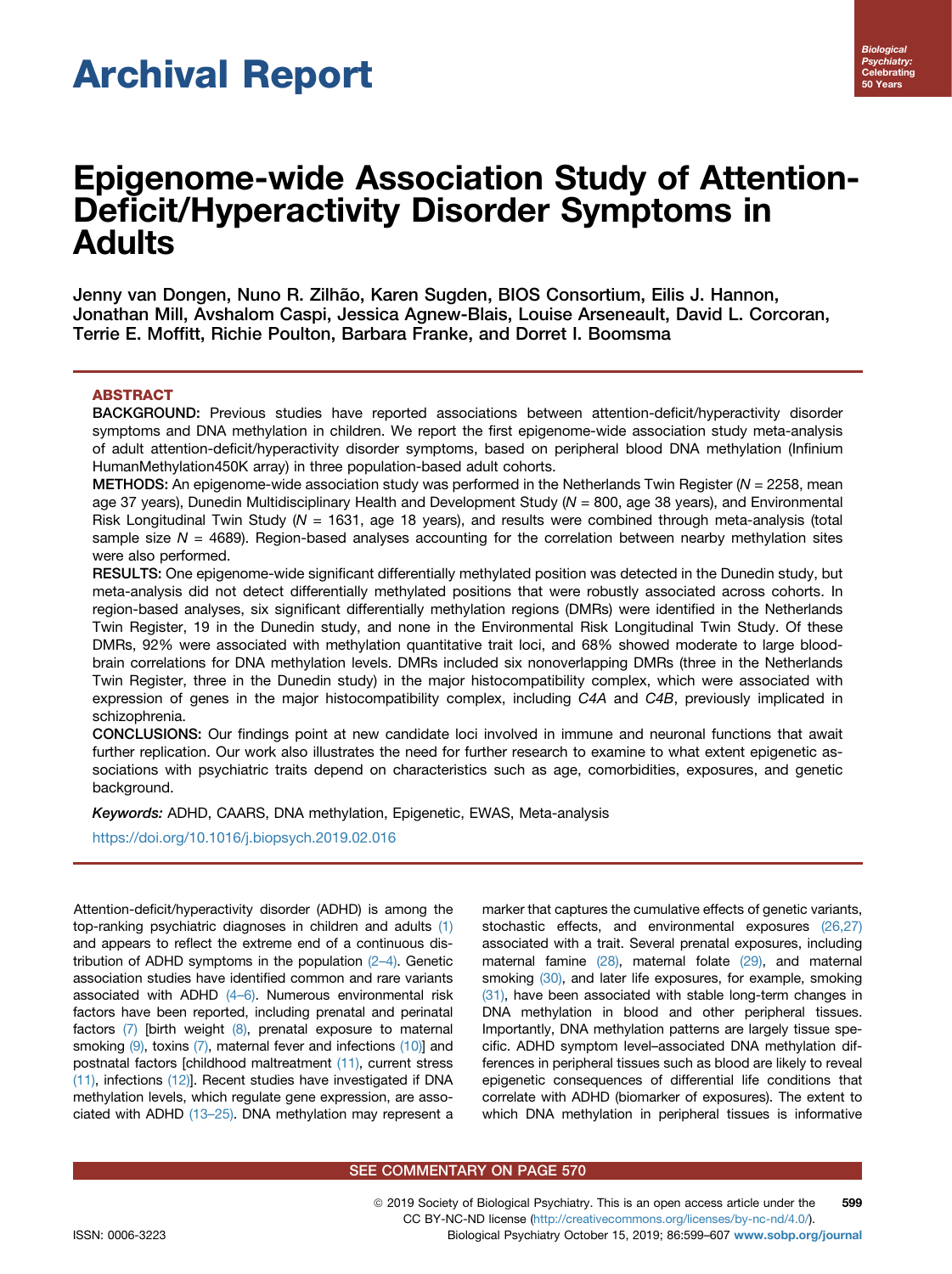Archival Report

# Epigenome-wide Association Study of Attention-Deficit/Hyperactivity Disorder Symptoms in Adults

Jenny van Dongen, Nuno R. Zilhão, Karen Sugden, BIOS Consortium, Eilis J. Hannon, Jonathan Mill, Avshalom Caspi, Jessica Agnew-Blais, Louise Arseneault, David L. Corcoran, Terrie E. Moffitt, Richie Poulton, Barbara Franke, and Dorret I. Boomsma

## ABSTRACT

**BACKGROUND:** Previous studies have reported associations between attention-deficit/hyperactivity disorder symptoms and DNA methylation in children. We report the first epigenome-wide association study meta-analysis of adult attention-deficit/hyperactivity disorder symptoms, based on peripheral blood DNA methylation (Infinium HumanMethylation450K array) in three population-based adult cohorts.

**METHODS:** An epigenome-wide association study was performed in the Netherlands Twin Register ($N$ = 2258, mean age 37 years), Dunedin Multidisciplinary Health and Development Study ($N$ = 800, age 38 years), and Environmental Risk Longitudinal Twin Study ($N$ = 1631, age 18 years), and results were combined through meta-analysis (total sample size $N$ = 4689). Region-based analyses accounting for the correlation between nearby methylation sites were also performed.

**RESULTS:** One epigenome-wide significant differentially methylated position was detected in the Dunedin study, but meta-analysis did not detect differentially methylated positions that were robustly associated across cohorts. In region-based analyses, six significant differentially methylation regions (DMRs) were identified in the Netherlands Twin Register, 19 in the Dunedin study, and none in the Environmental Risk Longitudinal Twin Study. Of these DMRs, 92% were associated with methylation quantitative trait loci, and 68% showed moderate to large blood-brain correlations for DNA methylation levels. DMRs included six nonoverlapping DMRs (three in the Netherlands Twin Register, three in the Dunedin study) in the major histocompatibility complex, which were associated with expression of genes in the major histocompatibility complex, including *C4A* and *C4B*, previously implicated in schizophrenia.

**CONCLUSIONS:** Our findings point at new candidate loci involved in immune and neuronal functions that await further replication. Our work also illustrates the need for further research to examine to what extent epigenetic associations with psychiatric traits depend on characteristics such as age, comorbidities, exposures, and genetic background.

*Keywords:* ADHD, CAARS, DNA methylation, Epigenetic, EWAS, Meta-analysis

https://doi.org/10.1016/j.biopsych.2019.02.016

Attention-deficit/hyperactivity disorder (ADHD) is among the top-ranking psychiatric diagnoses in children and adults (1) and appears to reflect the extreme end of a continuous distribution of ADHD symptoms in the population (2–4). Genetic association studies have identified common and rare variants associated with ADHD (4–6). Numerous environmental risk factors have been reported, including prenatal and perinatal factors (7) [birth weight (8), prenatal exposure to maternal smoking (9), toxins (7), maternal fever and infections (10)] and postnatal factors [childhood maltreatment (11), current stress (11), infections (12)]. Recent studies have investigated if DNA methylation levels, which regulate gene expression, are associated with ADHD (13–25). DNA methylation may represent a marker that captures the cumulative effects of genetic variants, stochastic effects, and environmental exposures (26,27) associated with a trait. Several prenatal exposures, including maternal famine (28), maternal folate (29), and maternal smoking (30), and later life exposures, for example, smoking (31), have been associated with stable long-term changes in DNA methylation in blood and other peripheral tissues. Importantly, DNA methylation patterns are largely tissue specific. ADHD symptom level–associated DNA methylation differences in peripheral tissues such as blood are likely to reveal epigenetic consequences of differential life conditions that correlate with ADHD (biomarker of exposures). The extent to which DNA methylation in peripheral tissues is informative

SEE COMMENTARY ON PAGE 570

© 2019 Society of Biological Psychiatry. This is an open access article under the CC BY-NC-ND license (http://creativecommons.org/licenses/by-nc-nd/4.0/).

ISSN: 0006-3223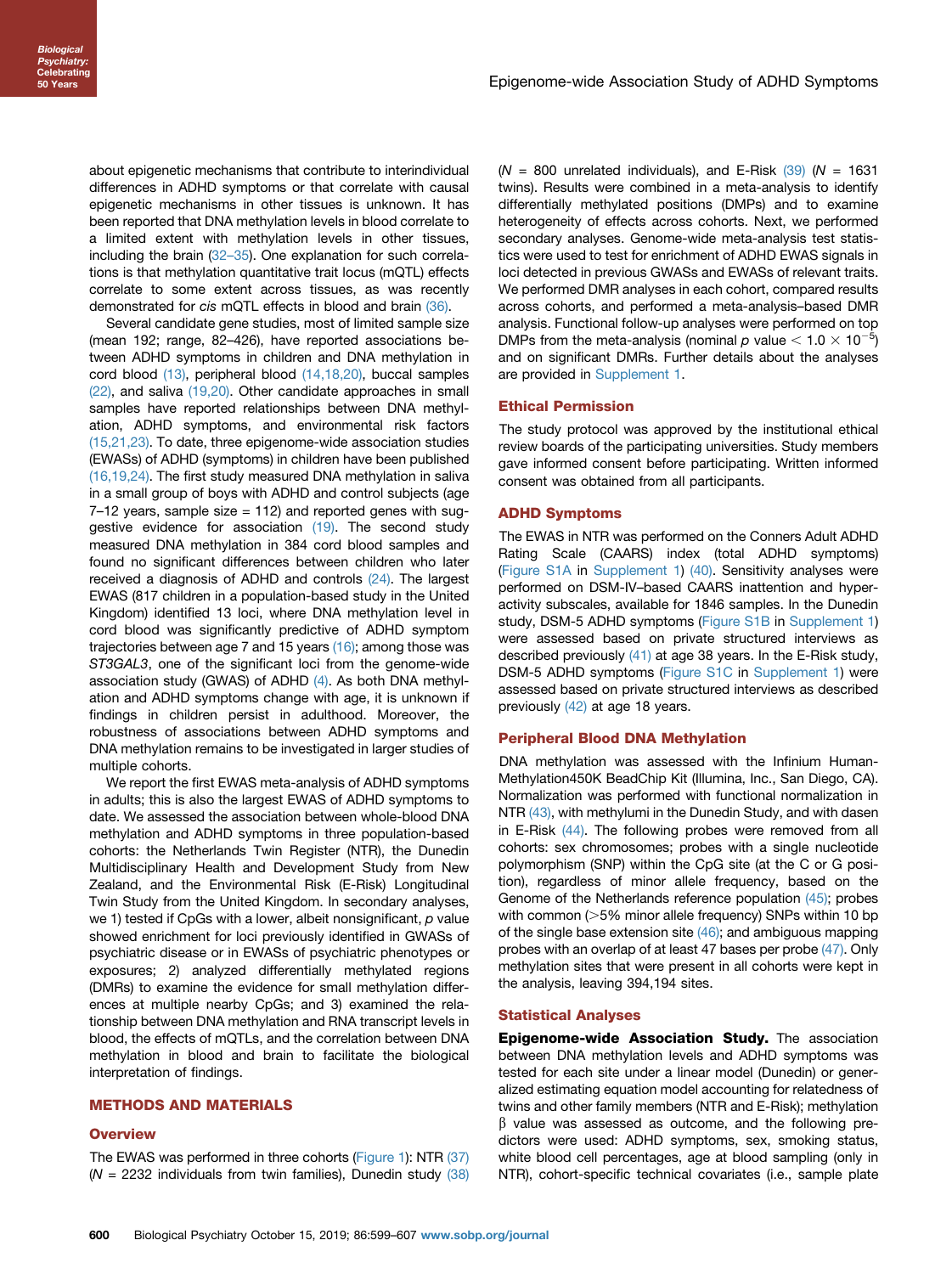about epigenetic mechanisms that contribute to interindividual differences in ADHD symptoms or that correlate with causal epigenetic mechanisms in other tissues is unknown. It has been reported that DNA methylation levels in blood correlate to a limited extent with methylation levels in other tissues, including the brain (32–35). One explanation for such correlations is that methylation quantitative trait locus (mQTL) effects correlate to some extent across tissues, as was recently demonstrated for *cis* mQTL effects in blood and brain (36).

Several candidate gene studies, most of limited sample size (mean 192; range, 82–426), have reported associations between ADHD symptoms in children and DNA methylation in cord blood (13), peripheral blood (14,18,20), buccal samples (22), and saliva (19,20). Other candidate approaches in small samples have reported relationships between DNA methylation, ADHD symptoms, and environmental risk factors (15,21,23). To date, three epigenome-wide association studies (EWASs) of ADHD (symptoms) in children have been published (16,19,24). The first study measured DNA methylation in saliva in a small group of boys with ADHD and control subjects (age 7–12 years, sample size = 112) and reported genes with suggestive evidence for association (19). The second study measured DNA methylation in 384 cord blood samples and found no significant differences between children who later received a diagnosis of ADHD and controls (24). The largest EWAS (817 children in a population-based study in the United Kingdom) identified 13 loci, where DNA methylation level in cord blood was significantly predictive of ADHD symptom trajectories between age 7 and 15 years (16); among those was *ST3GAL3*, one of the significant loci from the genome-wide association study (GWAS) of ADHD (4). As both DNA methylation and ADHD symptoms change with age, it is unknown if findings in children persist in adulthood. Moreover, the robustness of associations between ADHD symptoms and DNA methylation remains to be investigated in larger studies of multiple cohorts.

We report the first EWAS meta-analysis of ADHD symptoms in adults; this is also the largest EWAS of ADHD symptoms to date. We assessed the association between whole-blood DNA methylation and ADHD symptoms in three population-based cohorts: the Netherlands Twin Register (NTR), the Dunedin Multidisciplinary Health and Development Study from New Zealand, and the Environmental Risk (E-Risk) Longitudinal Twin Study from the United Kingdom. In secondary analyses, we 1) tested if CpGs with a lower, albeit nonsignificant, *p* value showed enrichment for loci previously identified in GWASs of psychiatric disease or in EWASs of psychiatric phenotypes or exposures; 2) analyzed differentially methylated regions (DMRs) to examine the evidence for small methylation differences at multiple nearby CpGs; and 3) examined the relationship between DNA methylation and RNA transcript levels in blood, the effects of mQTLs, and the correlation between DNA methylation in blood and brain to facilitate the biological interpretation of findings.

## METHODS AND MATERIALS

### Overview

The EWAS was performed in three cohorts (Figure 1): NTR (37) ($N$ = 2232 individuals from twin families), Dunedin study (38) ($N$ = 800 unrelated individuals), and E-Risk (39) ($N$ = 1631 twins). Results were combined in a meta-analysis to identify differentially methylated positions (DMPs) and to examine heterogeneity of effects across cohorts. Next, we performed secondary analyses. Genome-wide meta-analysis test statistics were used to test for enrichment of ADHD EWAS signals in loci detected in previous GWASs and EWASs of relevant traits. We performed DMR analyses in each cohort, compared results across cohorts, and performed a meta-analysis–based DMR analysis. Functional follow-up analyses were performed on top DMPs from the meta-analysis (nominal $p$ value $< 1.0 \times 10^{-5}$) and on significant DMRs. Further details about the analyses are provided in Supplement 1.

### Ethical Permission

The study protocol was approved by the institutional ethical review boards of the participating universities. Study members gave informed consent before participating. Written informed consent was obtained from all participants.

### ADHD Symptoms

The EWAS in NTR was performed on the Conners Adult ADHD Rating Scale (CAARS) index (total ADHD symptoms) (Figure S1A in Supplement 1) (40). Sensitivity analyses were performed on DSM-IV–based CAARS inattention and hyperactivity subscales, available for 1846 samples. In the Dunedin study, DSM-5 ADHD symptoms (Figure S1B in Supplement 1) were assessed based on private structured interviews as described previously (41) at age 38 years. In the E-Risk study, DSM-5 ADHD symptoms (Figure S1C in Supplement 1) were assessed based on private structured interviews as described previously (42) at age 18 years.

### Peripheral Blood DNA Methylation

DNA methylation was assessed with the Infinium Human-Methylation450K BeadChip Kit (Illumina, Inc., San Diego, CA). Normalization was performed with functional normalization in NTR (43), with methylumi in the Dunedin Study, and with dasen in E-Risk (44). The following probes were removed from all cohorts: sex chromosomes; probes with a single nucleotide polymorphism (SNP) within the CpG site (at the C or G position), regardless of minor allele frequency, based on the Genome of the Netherlands reference population (45); probes with common (>5% minor allele frequency) SNPs within 10 bp of the single base extension site (46); and ambiguous mapping probes with an overlap of at least 47 bases per probe (47). Only methylation sites that were present in all cohorts were kept in the analysis, leaving 394,194 sites.

### Statistical Analyses

**Epigenome-wide Association Study.** The association between DNA methylation levels and ADHD symptoms was tested for each site under a linear model (Dunedin) or generalized estimating equation model accounting for relatedness of twins and other family members (NTR and E-Risk); methylation β value was assessed as outcome, and the following predictors were used: ADHD symptoms, sex, smoking status, white blood cell percentages, age at blood sampling (only in NTR), cohort-specific technical covariates (i.e., sample plate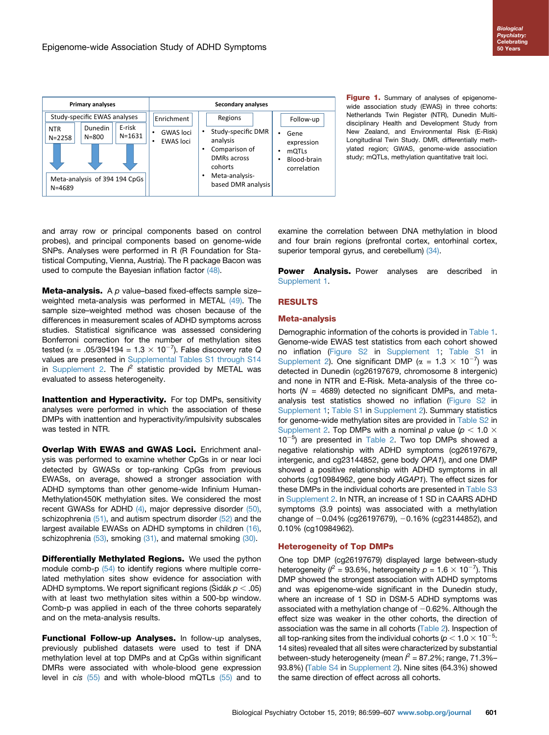| Primary analyses | | | Secondary analyses | | |
|---|---|---|---|---|---|
| Study-specific EWAS analyses | | | Enrichment | Regions | Follow-up |
| NTR N=2258 | Dunedin N=800 | E-risk N=1631 | • GWAS loci<br>• EWAS loci | • Study-specific DMR analysis<br>• Comparison of DMRs across cohorts<br>• Meta-analysis-based DMR analysis | • Gene expression<br>• mQTLs<br>• Blood-brain correlation |
| Meta-analysis of 394 194 CpGs N=4689 | | | | | |

**Figure 1.** Summary of analyses of epigenome-wide association study (EWAS) in three cohorts: Netherlands Twin Register (NTR), Dunedin Multidisciplinary Health and Development Study from New Zealand, and Environmental Risk (E-Risk) Longitudinal Twin Study. DMR, differentially methylated region; GWAS, genome-wide association study; mQTLs, methylation quantitative trait loci.

and array row or principal components based on control probes), and principal components based on genome-wide SNPs. Analyses were performed in R (R Foundation for Statistical Computing, Vienna, Austria). The R package Bacon was used to compute the Bayesian inflation factor (48).

**Meta-analysis.** A *p* value–based fixed-effects sample size–weighted meta-analysis was performed in METAL (49). The sample size–weighted method was chosen because of the differences in measurement scales of ADHD symptoms across studies. Statistical significance was assessed considering Bonferroni correction for the number of methylation sites tested ($\alpha$ = .05/394194 = $1.3 \times 10^{-7}$). False discovery rate *Q* values are presented in Supplemental Tables S1 through S14 in Supplement 2. The $I^2$ statistic provided by METAL was evaluated to assess heterogeneity.

**Inattention and Hyperactivity.** For top DMPs, sensitivity analyses were performed in which the association of these DMPs with inattention and hyperactivity/impulsivity subscales was tested in NTR.

**Overlap With EWAS and GWAS Loci.** Enrichment analysis was performed to examine whether CpGs in or near loci detected by GWASs or top-ranking CpGs from previous EWASs, on average, showed a stronger association with ADHD symptoms than other genome-wide Infinium HumanMethylation450K methylation sites. We considered the most recent GWASs for ADHD (4), major depressive disorder (50), schizophrenia (51), and autism spectrum disorder (52) and the largest available EWASs on ADHD symptoms in children (16), schizophrenia (53), smoking (31), and maternal smoking (30).

**Differentially Methylated Regions.** We used the python module comb-p (54) to identify regions where multiple correlated methylation sites show evidence for association with ADHD symptoms. We report significant regions (Šidák $p < .05$) with at least two methylation sites within a 500-bp window. Comb-p was applied in each of the three cohorts separately and on the meta-analysis results.

**Functional Follow-up Analyses.** In follow-up analyses, previously published datasets were used to test if DNA methylation level at top DMPs and at CpGs within significant DMRs were associated with whole-blood gene expression level in *cis* (55) and with whole-blood mQTLs (55) and to examine the correlation between DNA methylation in blood and four brain regions (prefrontal cortex, entorhinal cortex, superior temporal gyrus, and cerebellum) (34).

**Power Analysis.** Power analyses are described in Supplement 1.

## RESULTS

### Meta-analysis

Demographic information of the cohorts is provided in Table 1. Genome-wide EWAS test statistics from each cohort showed no inflation (Figure S2 in Supplement 1; Table S1 in Supplement 2). One significant DMP ($\alpha$ = $1.3 \times 10^{-7}$) was detected in Dunedin (cg26197679, chromosome 8 intergenic) and none in NTR and E-Risk. Meta-analysis of the three cohorts (*N* = 4689) detected no significant DMPs, and meta-analysis test statistics showed no inflation (Figure S2 in Supplement 1; Table S1 in Supplement 2). Summary statistics for genome-wide methylation sites are provided in Table S2 in Supplement 2. Top DMPs with a nominal *p* value ($p < 1.0 \times 10^{-5}$) are presented in Table 2. Two top DMPs showed a negative relationship with ADHD symptoms (cg26197679, intergenic, and cg23144852, gene body *OPA1*), and one DMP showed a positive relationship with ADHD symptoms in all cohorts (cg10984962, gene body *AGAP1*). The effect sizes for these DMPs in the individual cohorts are presented in Table S3 in Supplement 2. In NTR, an increase of 1 SD in CAARS ADHD symptoms (3.9 points) was associated with a methylation change of −0.04% (cg26197679), −0.16% (cg23144852), and 0.10% (cg10984962).

### Heterogeneity of Top DMPs

One top DMP (cg26197679) displayed large between-study heterogeneity ($I^2$ = 93.6%, heterogeneity $p = 1.6 \times 10^{-7}$). This DMP showed the strongest association with ADHD symptoms and was epigenome-wide significant in the Dunedin study, where an increase of 1 SD in DSM-5 ADHD symptoms was associated with a methylation change of −0.62%. Although the effect size was weaker in the other cohorts, the direction of association was the same in all cohorts (Table 2). Inspection of all top-ranking sites from the individual cohorts ($p < 1.0 \times 10^{-5}$: 14 sites) revealed that all sites were characterized by substantial between-study heterogeneity (mean $I^2$ = 87.2%; range, 71.3%–93.8%) (Table S4 in Supplement 2). Nine sites (64.3%) showed the same direction of effect across all cohorts.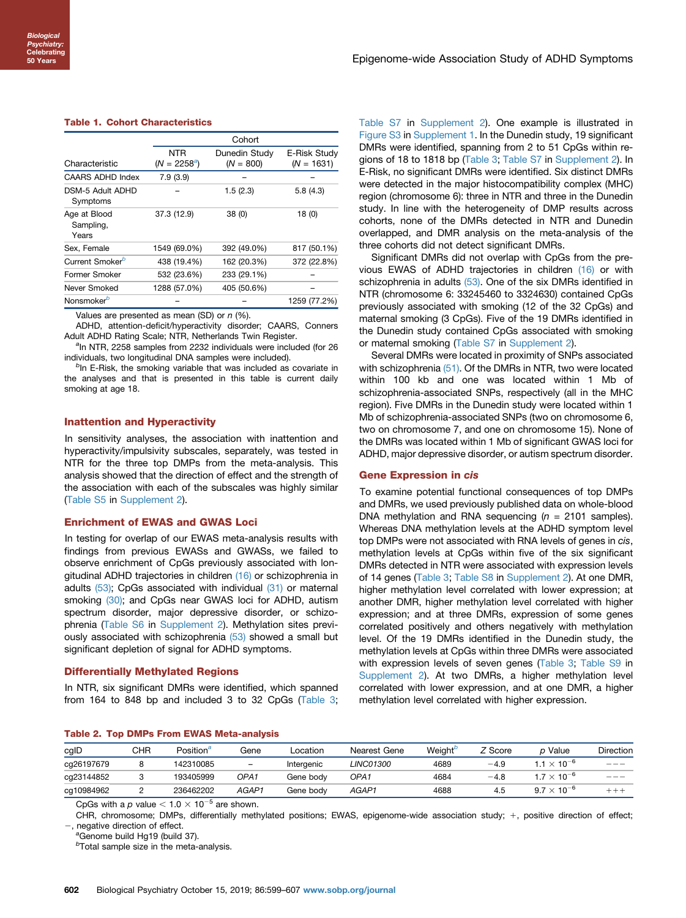**Table 1. Cohort Characteristics**

| Characteristic | Cohort | | |
|---|---|---|---|
| | NTR ($N$ = 2258[a]) | Dunedin Study ($N$ = 800) | E-Risk Study ($N$ = 1631) |
| CAARS ADHD Index | 7.9 (3.9) | – | – |
| DSM-5 Adult ADHD Symptoms | – | 1.5 (2.3) | 5.8 (4.3) |
| Age at Blood Sampling, Years | 37.3 (12.9) | 38 (0) | 18 (0) |
| Sex, Female | 1549 (69.0%) | 392 (49.0%) | 817 (50.1%) |
| Current Smoker[b] | 438 (19.4%) | 162 (20.3%) | 372 (22.8%) |
| Former Smoker | 532 (23.6%) | 233 (29.1%) | – |
| Never Smoked | 1288 (57.0%) | 405 (50.6%) | – |
| Nonsmoker[b] | – | – | 1259 (77.2%) |

Values are presented as mean (SD) or $n$ (%).

ADHD, attention-deficit/hyperactivity disorder; CAARS, Conners Adult ADHD Rating Scale; NTR, Netherlands Twin Register.

[a]In NTR, 2258 samples from 2232 individuals were included (for 26 individuals, two longitudinal DNA samples were included).

[b]In E-Risk, the smoking variable that was included as covariate in the analyses and that is presented in this table is current daily smoking at age 18.

## Inattention and Hyperactivity

In sensitivity analyses, the association with inattention and hyperactivity/impulsivity subscales, separately, was tested in NTR for the three top DMPs from the meta-analysis. This analysis showed that the direction of effect and the strength of the association with each of the subscales was highly similar (Table S5 in Supplement 2).

## Enrichment of EWAS and GWAS Loci

In testing for overlap of our EWAS meta-analysis results with findings from previous EWASs and GWASs, we failed to observe enrichment of CpGs previously associated with longitudinal ADHD trajectories in children (16) or schizophrenia in adults (53); CpGs associated with individual (31) or maternal smoking (30); and CpGs near GWAS loci for ADHD, autism spectrum disorder, major depressive disorder, or schizophrenia (Table S6 in Supplement 2). Methylation sites previously associated with schizophrenia (53) showed a small but significant depletion of signal for ADHD symptoms.

## Differentially Methylated Regions

In NTR, six significant DMRs were identified, which spanned from 164 to 848 bp and included 3 to 32 CpGs (Table 3; Table S7 in Supplement 2). One example is illustrated in Figure S3 in Supplement 1. In the Dunedin study, 19 significant DMRs were identified, spanning from 2 to 51 CpGs within regions of 18 to 1818 bp (Table 3; Table S7 in Supplement 2). In E-Risk, no significant DMRs were identified. Six distinct DMRs were detected in the major histocompatibility complex (MHC) region (chromosome 6): three in NTR and three in the Dunedin study. In line with the heterogeneity of DMP results across cohorts, none of the DMRs detected in NTR and Dunedin overlapped, and DMR analysis on the meta-analysis of the three cohorts did not detect significant DMRs.

Significant DMRs did not overlap with CpGs from the previous EWAS of ADHD trajectories in children (16) or with schizophrenia in adults (53). One of the six DMRs identified in NTR (chromosome 6: 33245460 to 3324630) contained CpGs previously associated with smoking (12 of the 32 CpGs) and maternal smoking (3 CpGs). Five of the 19 DMRs identified in the Dunedin study contained CpGs associated with smoking or maternal smoking (Table S7 in Supplement 2).

Several DMRs were located in proximity of SNPs associated with schizophrenia (51). Of the DMRs in NTR, two were located within 100 kb and one was located within 1 Mb of schizophrenia-associated SNPs, respectively (all in the MHC region). Five DMRs in the Dunedin study were located within 1 Mb of schizophrenia-associated SNPs (two on chromosome 6, two on chromosome 7, and one on chromosome 15). None of the DMRs was located within 1 Mb of significant GWAS loci for ADHD, major depressive disorder, or autism spectrum disorder.

## Gene Expression in *cis*

To examine potential functional consequences of top DMPs and DMRs, we used previously published data on whole-blood DNA methylation and RNA sequencing ($n$ = 2101 samples). Whereas DNA methylation levels at the ADHD symptom level top DMPs were not associated with RNA levels of genes in *cis*, methylation levels at CpGs within five of the six significant DMRs detected in NTR were associated with expression levels of 14 genes (Table 3; Table S8 in Supplement 2). At one DMR, higher methylation level correlated with lower expression; at another DMR, higher methylation level correlated with higher expression; and at three DMRs, expression of some genes correlated positively and others negatively with methylation level. Of the 19 DMRs identified in the Dunedin study, the methylation levels at CpGs within three DMRs were associated with expression levels of seven genes (Table 3; Table S9 in Supplement 2). At two DMRs, a higher methylation level correlated with lower expression, and at one DMR, a higher methylation level correlated with higher expression.

**Table 2. Top DMPs From EWAS Meta-analysis**

| cgID | CHR | Position[a] | Gene | Location | Nearest Gene | Weight[b] | Z Score | p Value | Direction |
|---|---|---|---|---|---|---|---|---|---|
| cg26197679 | 8 | 142310085 | – | Intergenic | *LINC01300* | 4689 | −4.9 | $1.1 \times 10^{-6}$ | −−− |
| cg23144852 | 3 | 193405999 | *OPA1* | Gene body | *OPA1* | 4684 | −4.8 | $1.7 \times 10^{-6}$ | −−− |
| cg10984962 | 2 | 236462202 | *AGAP1* | Gene body | *AGAP1* | 4688 | 4.5 | $9.7 \times 10^{-6}$ | +++ |

CpGs with a $p$ value $< 1.0 \times 10^{-5}$ are shown.

CHR, chromosome; DMPs, differentially methylated positions; EWAS, epigenome-wide association study; +, positive direction of effect; −, negative direction of effect.

[a]Genome build Hg19 (build 37).

[b]Total sample size in the meta-analysis.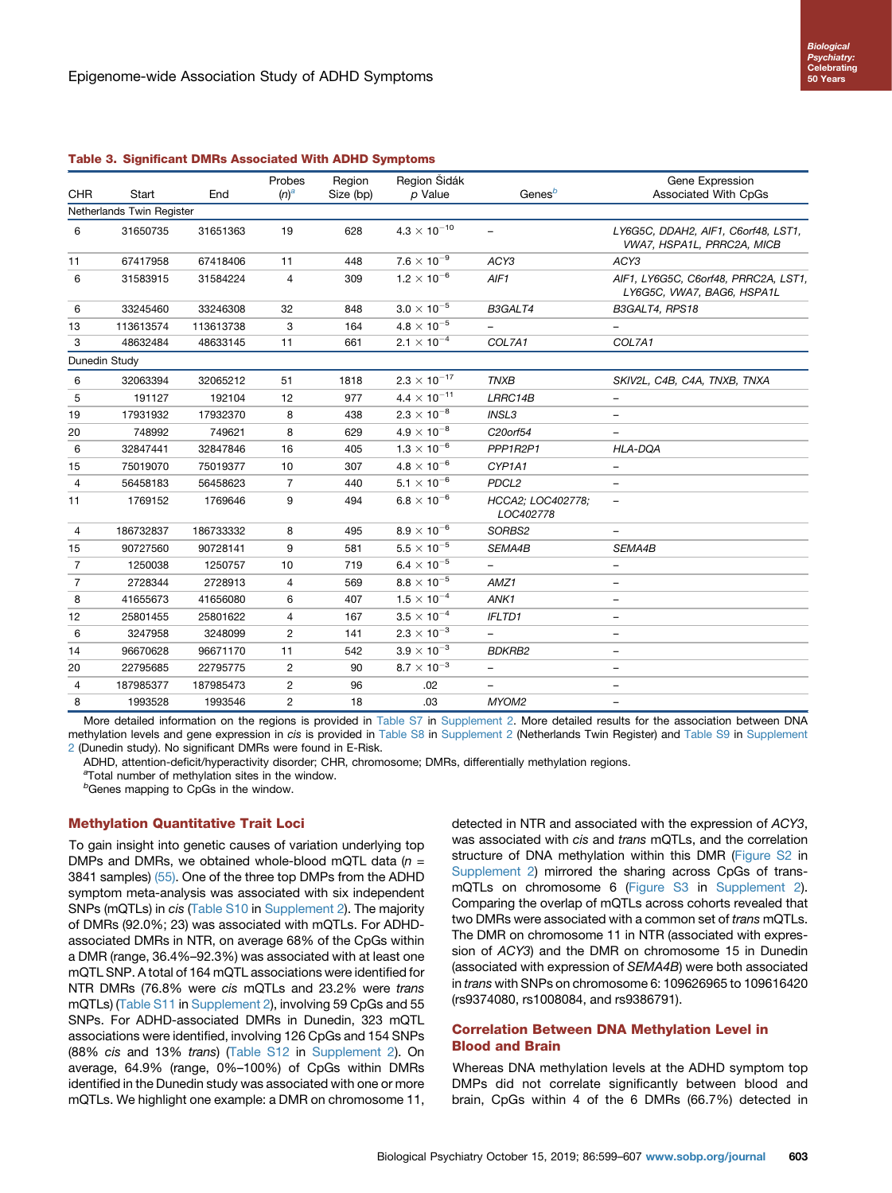**Table 3. Significant DMRs Associated With ADHD Symptoms**

| CHR | Start | End | Probes (n)[a] | Region Size (bp) | Region Šidák p Value | Genes[b] | Gene Expression Associated With CpGs |
|---|---|---|---|---|---|---|---|
| Netherlands Twin Register | | | | | | | |
| 6 | 31650735 | 31651363 | 19 | 628 | $4.3 \times 10^{-10}$ | – | LY6G5C, DDAH2, AIF1, C6orf48, LST1, VWA7, HSPA1L, PRRC2A, MICB |
| 11 | 67417958 | 67418406 | 11 | 448 | $7.6 \times 10^{-9}$ | ACY3 | ACY3 |
| 6 | 31583915 | 31584224 | 4 | 309 | $1.2 \times 10^{-6}$ | AIF1 | AIF1, LY6G5C, C6orf48, PRRC2A, LST1, LY6G5C, VWA7, BAG6, HSPA1L |
| 6 | 33245460 | 33246308 | 32 | 848 | $3.0 \times 10^{-5}$ | B3GALT4 | B3GALT4, RPS18 |
| 13 | 113613574 | 113613738 | 3 | 164 | $4.8 \times 10^{-5}$ | – | – |
| 3 | 48632484 | 48633145 | 11 | 661 | $2.1 \times 10^{-4}$ | COL7A1 | COL7A1 |
| Dunedin Study | | | | | | | |
| 6 | 32063394 | 32065212 | 51 | 1818 | $2.3 \times 10^{-17}$ | TNXB | SKIV2L, C4B, C4A, TNXB, TNXA |
| 5 | 191127 | 192104 | 12 | 977 | $4.4 \times 10^{-11}$ | LRRC14B | – |
| 19 | 17931932 | 17932370 | 8 | 438 | $2.3 \times 10^{-8}$ | INSL3 | – |
| 20 | 748992 | 749621 | 8 | 629 | $4.9 \times 10^{-8}$ | C20orf54 | – |
| 6 | 32847441 | 32847846 | 16 | 405 | $1.3 \times 10^{-6}$ | PPP1R2P1 | HLA-DQA |
| 15 | 75019070 | 75019377 | 10 | 307 | $4.8 \times 10^{-6}$ | CYP1A1 | – |
| 4 | 56458183 | 56458623 | 7 | 440 | $5.1 \times 10^{-6}$ | PDCL2 | – |
| 11 | 1769152 | 1769646 | 9 | 494 | $6.8 \times 10^{-6}$ | HCCA2; LOC402778; LOC402778 | – |
| 4 | 186732837 | 186733332 | 8 | 495 | $8.9 \times 10^{-6}$ | SORBS2 | – |
| 15 | 90727560 | 90728141 | 9 | 581 | $5.5 \times 10^{-5}$ | SEMA4B | SEMA4B |
| 7 | 1250038 | 1250757 | 10 | 719 | $6.4 \times 10^{-5}$ | – | – |
| 7 | 2728344 | 2728913 | 4 | 569 | $8.8 \times 10^{-5}$ | AMZ1 | – |
| 8 | 41655673 | 41656080 | 6 | 407 | $1.5 \times 10^{-4}$ | ANK1 | – |
| 12 | 25801455 | 25801622 | 4 | 167 | $3.5 \times 10^{-4}$ | IFLTD1 | – |
| 6 | 3247958 | 3248099 | 2 | 141 | $2.3 \times 10^{-3}$ | – | – |
| 14 | 96670628 | 96671170 | 11 | 542 | $3.9 \times 10^{-3}$ | BDKRB2 | – |
| 20 | 22795685 | 22795775 | 2 | 90 | $8.7 \times 10^{-3}$ | – | – |
| 4 | 187985377 | 187985473 | 2 | 96 | .02 | – | – |
| 8 | 1993528 | 1993546 | 2 | 18 | .03 | MYOM2 | – |

More detailed information on the regions is provided in Table S7 in Supplement 2. More detailed results for the association between DNA methylation levels and gene expression in *cis* is provided in Table S8 in Supplement 2 (Netherlands Twin Register) and Table S9 in Supplement 2 (Dunedin study). No significant DMRs were found in E-Risk.

ADHD, attention-deficit/hyperactivity disorder; CHR, chromosome; DMRs, differentially methylation regions.

[a]Total number of methylation sites in the window.

[b]Genes mapping to CpGs in the window.

## Methylation Quantitative Trait Loci

To gain insight into genetic causes of variation underlying top DMPs and DMRs, we obtained whole-blood mQTL data ($n$ = 3841 samples) (55). One of the three top DMPs from the ADHD symptom meta-analysis was associated with six independent SNPs (mQTLs) in *cis* (Table S10 in Supplement 2). The majority of DMRs (92.0%; 23) was associated with mQTLs. For ADHD-associated DMRs in NTR, on average 68% of the CpGs within a DMR (range, 36.4%–92.3%) was associated with at least one mQTL SNP. A total of 164 mQTL associations were identified for NTR DMRs (76.8% were *cis* mQTLs and 23.2% were *trans* mQTLs) (Table S11 in Supplement 2), involving 59 CpGs and 55 SNPs. For ADHD-associated DMRs in Dunedin, 323 mQTL associations were identified, involving 126 CpGs and 154 SNPs (88% *cis* and 13% *trans*) (Table S12 in Supplement 2). On average, 64.9% (range, 0%–100%) of CpGs within DMRs identified in the Dunedin study was associated with one or more mQTLs. We highlight one example: a DMR on chromosome 11, detected in NTR and associated with the expression of *ACY3*, was associated with *cis* and *trans* mQTLs, and the correlation structure of DNA methylation within this DMR (Figure S2 in Supplement 2) mirrored the sharing across CpGs of trans-mQTLs on chromosome 6 (Figure S3 in Supplement 2). Comparing the overlap of mQTLs across cohorts revealed that two DMRs were associated with a common set of *trans* mQTLs. The DMR on chromosome 11 in NTR (associated with expression of *ACY3*) and the DMR on chromosome 15 in Dunedin (associated with expression of *SEMA4B*) were both associated in *trans* with SNPs on chromosome 6: 109626965 to 109616420 (rs9374080, rs1008084, and rs9386791).

## Correlation Between DNA Methylation Level in Blood and Brain

Whereas DNA methylation levels at the ADHD symptom top DMPs did not correlate significantly between blood and brain, CpGs within 4 of the 6 DMRs (66.7%) detected in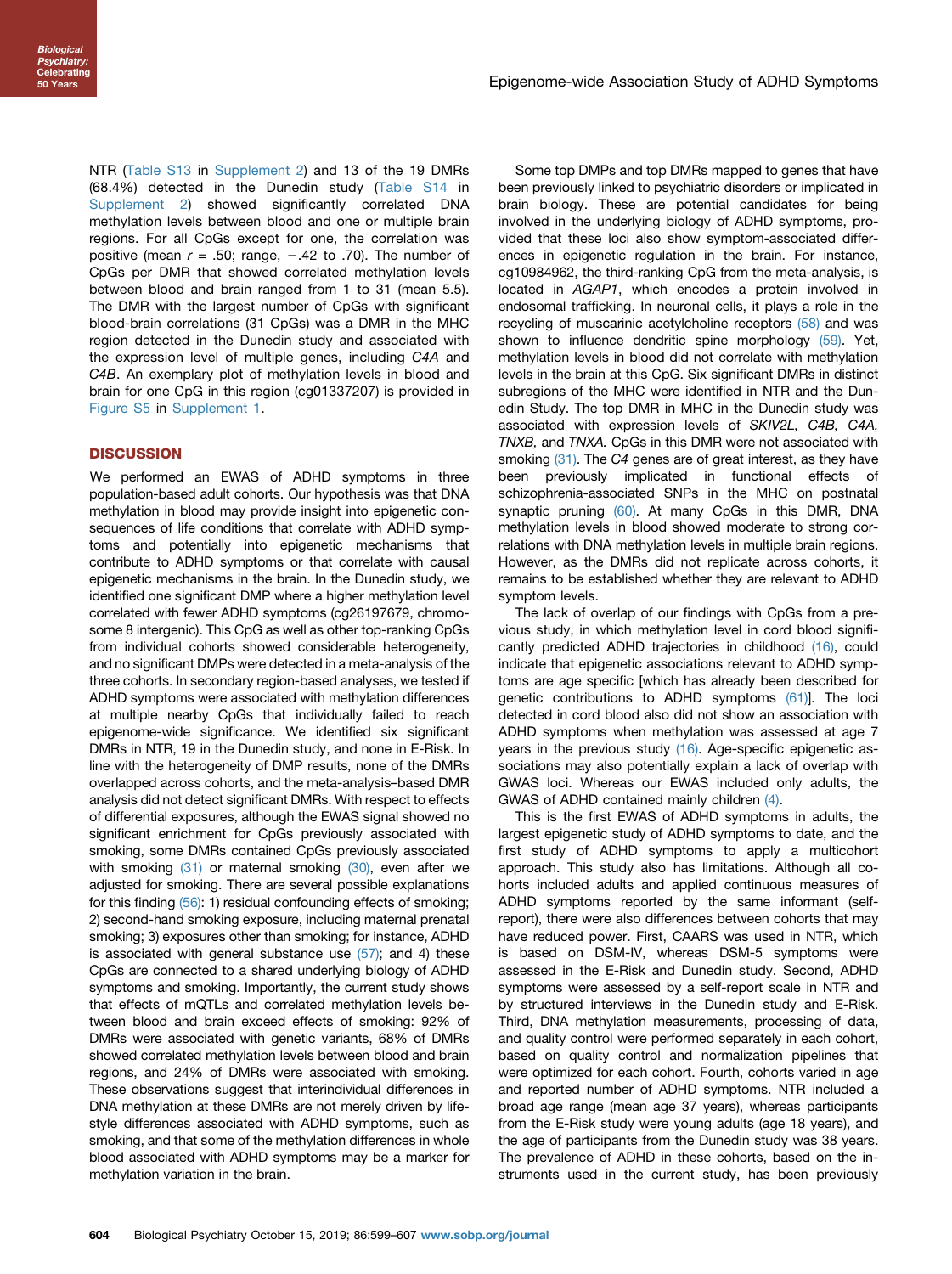NTR (Table S13 in Supplement 2) and 13 of the 19 DMRs (68.4%) detected in the Dunedin study (Table S14 in Supplement 2) showed significantly correlated DNA methylation levels between blood and one or multiple brain regions. For all CpGs except for one, the correlation was positive (mean $r$ = .50; range, −.42 to .70). The number of CpGs per DMR that showed correlated methylation levels between blood and brain ranged from 1 to 31 (mean 5.5). The DMR with the largest number of CpGs with significant blood-brain correlations (31 CpGs) was a DMR in the MHC region detected in the Dunedin study and associated with the expression level of multiple genes, including *C4A* and *C4B*. An exemplary plot of methylation levels in blood and brain for one CpG in this region (cg01337207) is provided in Figure S5 in Supplement 1.

## DISCUSSION

We performed an EWAS of ADHD symptoms in three population-based adult cohorts. Our hypothesis was that DNA methylation in blood may provide insight into epigenetic consequences of life conditions that correlate with ADHD symptoms and potentially into epigenetic mechanisms that contribute to ADHD symptoms or that correlate with causal epigenetic mechanisms in the brain. In the Dunedin study, we identified one significant DMP where a higher methylation level correlated with fewer ADHD symptoms (cg26197679, chromosome 8 intergenic). This CpG as well as other top-ranking CpGs from individual cohorts showed considerable heterogeneity, and no significant DMPs were detected in a meta-analysis of the three cohorts. In secondary region-based analyses, we tested if ADHD symptoms were associated with methylation differences at multiple nearby CpGs that individually failed to reach epigenome-wide significance. We identified six significant DMRs in NTR, 19 in the Dunedin study, and none in E-Risk. In line with the heterogeneity of DMP results, none of the DMRs overlapped across cohorts, and the meta-analysis–based DMR analysis did not detect significant DMRs. With respect to effects of differential exposures, although the EWAS signal showed no significant enrichment for CpGs previously associated with smoking, some DMRs contained CpGs previously associated with smoking (31) or maternal smoking (30), even after we adjusted for smoking. There are several possible explanations for this finding (56): 1) residual confounding effects of smoking; 2) second-hand smoking exposure, including maternal prenatal smoking; 3) exposures other than smoking; for instance, ADHD is associated with general substance use (57); and 4) these CpGs are connected to a shared underlying biology of ADHD symptoms and smoking. Importantly, the current study shows that effects of mQTLs and correlated methylation levels between blood and brain exceed effects of smoking: 92% of DMRs were associated with genetic variants, 68% of DMRs showed correlated methylation levels between blood and brain regions, and 24% of DMRs were associated with smoking. These observations suggest that interindividual differences in DNA methylation at these DMRs are not merely driven by lifestyle differences associated with ADHD symptoms, such as smoking, and that some of the methylation differences in whole blood associated with ADHD symptoms may be a marker for methylation variation in the brain.

Some top DMPs and top DMRs mapped to genes that have been previously linked to psychiatric disorders or implicated in brain biology. These are potential candidates for being involved in the underlying biology of ADHD symptoms, provided that these loci also show symptom-associated differences in epigenetic regulation in the brain. For instance, cg10984962, the third-ranking CpG from the meta-analysis, is located in *AGAP1*, which encodes a protein involved in endosomal trafficking. In neuronal cells, it plays a role in the recycling of muscarinic acetylcholine receptors (58) and was shown to influence dendritic spine morphology (59). Yet, methylation levels in blood did not correlate with methylation levels in the brain at this CpG. Six significant DMRs in distinct subregions of the MHC were identified in NTR and the Dunedin Study. The top DMR in MHC in the Dunedin study was associated with expression levels of *SKIV2L, C4B, C4A, TNXB,* and *TNXA.* CpGs in this DMR were not associated with smoking (31). The *C4* genes are of great interest, as they have been previously implicated in functional effects of schizophrenia-associated SNPs in the MHC on postnatal synaptic pruning (60). At many CpGs in this DMR, DNA methylation levels in blood showed moderate to strong correlations with DNA methylation levels in multiple brain regions. However, as the DMRs did not replicate across cohorts, it remains to be established whether they are relevant to ADHD symptom levels.

The lack of overlap of our findings with CpGs from a previous study, in which methylation level in cord blood significantly predicted ADHD trajectories in childhood (16), could indicate that epigenetic associations relevant to ADHD symptoms are age specific [which has already been described for genetic contributions to ADHD symptoms (61)]. The loci detected in cord blood also did not show an association with ADHD symptoms when methylation was assessed at age 7 years in the previous study (16). Age-specific epigenetic associations may also potentially explain a lack of overlap with GWAS loci. Whereas our EWAS included only adults, the GWAS of ADHD contained mainly children (4).

This is the first EWAS of ADHD symptoms in adults, the largest epigenetic study of ADHD symptoms to date, and the first study of ADHD symptoms to apply a multicohort approach. This study also has limitations. Although all cohorts included adults and applied continuous measures of ADHD symptoms reported by the same informant (self-report), there were also differences between cohorts that may have reduced power. First, CAARS was used in NTR, which is based on DSM-IV, whereas DSM-5 symptoms were assessed in the E-Risk and Dunedin study. Second, ADHD symptoms were assessed by a self-report scale in NTR and by structured interviews in the Dunedin study and E-Risk. Third, DNA methylation measurements, processing of data, and quality control were performed separately in each cohort, based on quality control and normalization pipelines that were optimized for each cohort. Fourth, cohorts varied in age and reported number of ADHD symptoms. NTR included a broad age range (mean age 37 years), whereas participants from the E-Risk study were young adults (age 18 years), and the age of participants from the Dunedin study was 38 years. The prevalence of ADHD in these cohorts, based on the instruments used in the current study, has been previously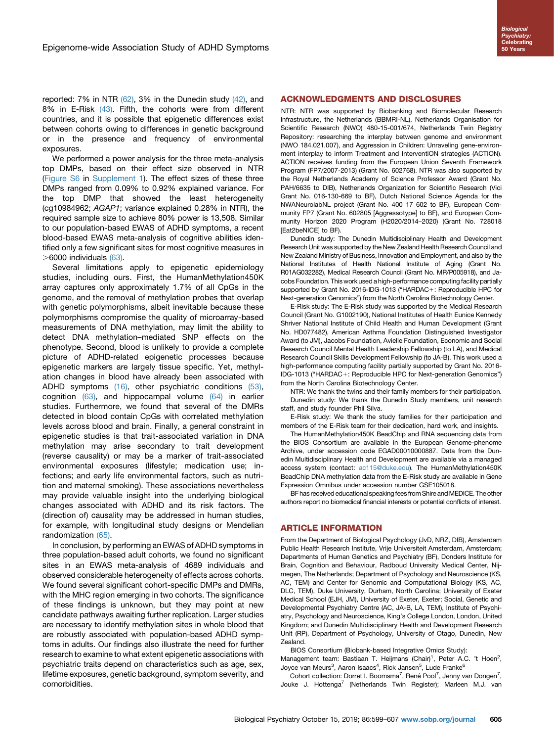reported: 7% in NTR (62), 3% in the Dunedin study (42), and 8% in E-Risk (43). Fifth, the cohorts were from different countries, and it is possible that epigenetic differences exist between cohorts owing to differences in genetic background or in the presence and frequency of environmental exposures.

We performed a power analysis for the three meta-analysis top DMPs, based on their effect size observed in NTR (Figure S6 in Supplement 1). The effect sizes of these three DMPs ranged from 0.09% to 0.92% explained variance. For the top DMP that showed the least heterogeneity (cg10984962; *AGAP1*; variance explained 0.28% in NTR), the required sample size to achieve 80% power is 13,508. Similar to our population-based EWAS of ADHD symptoms, a recent blood-based EWAS meta-analysis of cognitive abilities identified only a few significant sites for most cognitive measures in >6000 individuals (63).

Several limitations apply to epigenetic epidemiology studies, including ours. First, the HumanMethylation450K array captures only approximately 1.7% of all CpGs in the genome, and the removal of methylation probes that overlap with genetic polymorphisms, albeit inevitable because these polymorphisms compromise the quality of microarray-based measurements of DNA methylation, may limit the ability to detect DNA methylation–mediated SNP effects on the phenotype. Second, blood is unlikely to provide a complete picture of ADHD-related epigenetic processes because epigenetic markers are largely tissue specific. Yet, methylation changes in blood have already been associated with ADHD symptoms (16), other psychiatric conditions (53), cognition (63), and hippocampal volume (64) in earlier studies. Furthermore, we found that several of the DMRs detected in blood contain CpGs with correlated methylation levels across blood and brain. Finally, a general constraint in epigenetic studies is that trait-associated variation in DNA methylation may arise secondary to trait development (reverse causality) or may be a marker of trait-associated environmental exposures (lifestyle; medication use; infections; and early life environmental factors, such as nutrition and maternal smoking). These associations nevertheless may provide valuable insight into the underlying biological changes associated with ADHD and its risk factors. The (direction of) causality may be addressed in human studies, for example, with longitudinal study designs or Mendelian randomization (65).

In conclusion, by performing an EWAS of ADHD symptoms in three population-based adult cohorts, we found no significant sites in an EWAS meta-analysis of 4689 individuals and observed considerable heterogeneity of effects across cohorts. We found several significant cohort-specific DMPs and DMRs, with the MHC region emerging in two cohorts. The significance of these findings is unknown, but they may point at new candidate pathways awaiting further replication. Larger studies are necessary to identify methylation sites in whole blood that are robustly associated with population-based ADHD symptoms in adults. Our findings also illustrate the need for further research to examine to what extent epigenetic associations with psychiatric traits depend on characteristics such as age, sex, lifetime exposures, genetic background, symptom severity, and comorbidities.

## ACKNOWLEDGMENTS AND DISCLOSURES

NTR: NTR was supported by Biobanking and Biomolecular Research Infrastructure, the Netherlands (BBMRI-NL), Netherlands Organisation for Scientific Research (NWO) 480-15-001/674, Netherlands Twin Registry Repository: researching the interplay between genome and environment (NWO 184.021.007), and Aggression in Children: Unraveling gene-environment interplay to inform Treatment and InterventiON strategies (ACTION). ACTION receives funding from the European Union Seventh Framework Program (FP7/2007-2013) (Grant No. 602768). NTR was also supported by the Royal Netherlands Academy of Science Professor Award (Grant No. PAH/6635 to DIB), Netherlands Organization for Scientific Research (Vici Grant No. 016-130-669 to BF), Dutch National Science Agenda for the NWANeurolabNL project (Grant No. 400 17 602 to BF), European Community FP7 (Grant No. 602805 [Aggressotype] to BF), and European Community Horizon 2020 Program (H2020/2014–2020) (Grant No. 728018 [Eat2beNICE] to BF).

Dunedin study: The Dunedin Multidisciplinary Health and Development Research Unit was supported by the New Zealand Health Research Council and New Zealand Ministry of Business, Innovation and Employment, and also by the National Institutes of Health National Institute of Aging (Grant No. R01AG032282), Medical Research Council (Grant No. MR/P005918), and Jacobs Foundation. This work used a high-performance computing facility partially supported by Grant No. 2016-IDG-1013 ("HARDAC+: Reproducible HPC for Next-generation Genomics") from the North Carolina Biotechnology Center.

E-Risk study: The E-Risk study was supported by the Medical Research Council (Grant No. G1002190), National Institutes of Health Eunice Kennedy Shriver National Institute of Child Health and Human Development (Grant No. HD077482), American Asthma Foundation Distinguished Investigator Award (to JM), Jacobs Foundation, Avielle Foundation, Economic and Social Research Council Mental Health Leadership Fellowship (to LA), and Medical Research Council Skills Development Fellowship (to JA-B). This work used a high-performance computing facility partially supported by Grant No. 2016-IDG-1013 ("HARDAC+: Reproducible HPC for Next-generation Genomics") from the North Carolina Biotechnology Center.

NTR: We thank the twins and their family members for their participation.

Dunedin study: We thank the Dunedin Study members, unit research staff, and study founder Phil Silva.

E-Risk study: We thank the study families for their participation and members of the E-Risk team for their dedication, hard work, and insights.

The HumanMethylation450K BeadChip and RNA sequencing data from the BIOS Consortium are available in the European Genome-phenome Archive, under accession code EGAD00010000887. Data from the Dunedin Multidisciplinary Health and Development are available via a managed access system (contact: ac115@duke.edu). The HumanMethylation450K BeadChip DNA methylation data from the E-Risk study are available in Gene Expression Omnibus under accession number GSE105018.

BF has received educational speaking fees from Shire and MEDICE. The other authors report no biomedical financial interests or potential conflicts of interest.

## ARTICLE INFORMATION

From the Department of Biological Psychology (JvD, NRZ, DIB), Amsterdam Public Health Research Institute, Vrije Universiteit Amsterdam, Amsterdam; Departments of Human Genetics and Psychiatry (BF), Donders Institute for Brain, Cognition and Behaviour, Radboud University Medical Center, Nijmegen, The Netherlands; Department of Psychology and Neuroscience (KS, AC, DLC, TEM) and Center for Genomic and Computational Biology (KS, AC, TEM), Duke University, Durham, North Carolina; University of Exeter Medical School (EJH, JM), University of Exeter, Exeter; Social, Genetic and Developmental Psychiatry Centre (AC, JA-B, LA, TEM), Institute of Psychiatry, Psychology and Neuroscience, King's College London, London, United Kingdom; and Dunedin Multidisciplinary Health and Development Research Unit (RP), Department of Psychology, University of Otago, Dunedin, New Zealand.

BIOS Consortium (Biobank-based Integrative Omics Study):

Management team: Bastiaan T. Heijmans (Chair)[1], Peter A.C. 't Hoen[2], Joyce van Meurs[3], Aaron Isaacs[4], Rick Jansen[5], Lude Franke[6]

Cohort collection: Dorret I. Boomsma[7], René Pool[7], Jenny van Dongen[7], Jouke J. Hottenga[7] (Netherlands Twin Register); Marleen M.J. van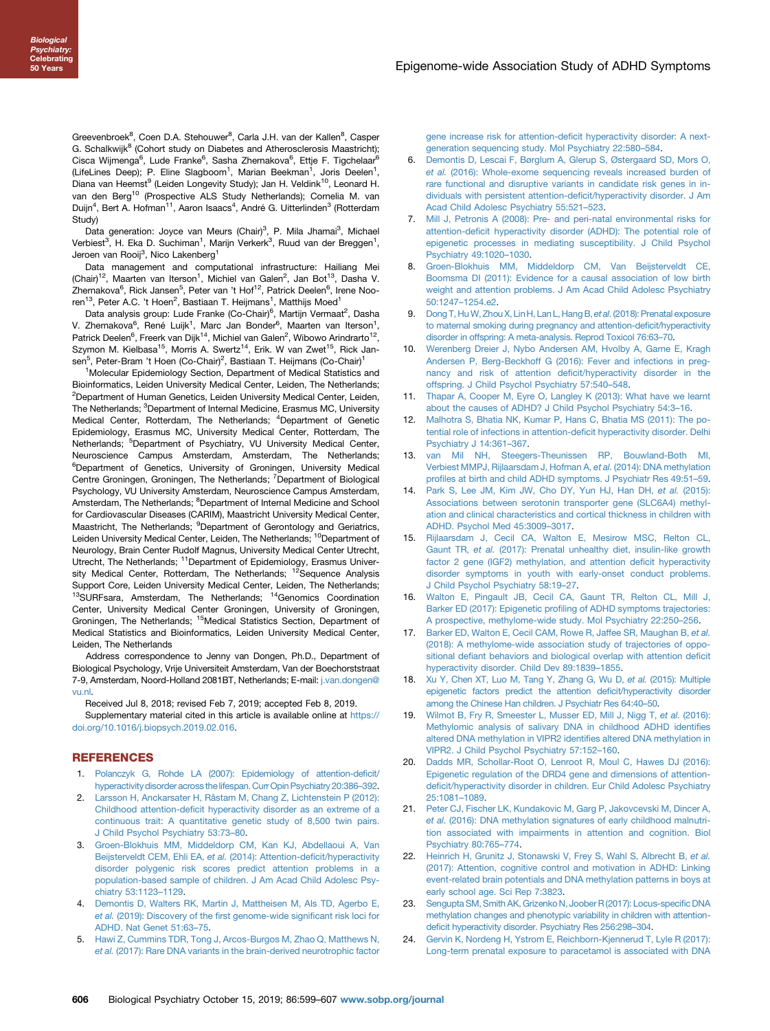Greevenbroek[8], Coen D.A. Stehouwer[8], Carla J.H. van der Kallen[8], Casper G. Schalkwijk[8] (Cohort study on Diabetes and Atherosclerosis Maastricht); Cisca Wijmenga[6], Lude Franke[6], Sasha Zhernakova[6], Ettje F. Tigchelaar[6] (LifeLines Deep); P. Eline Slagboom[1], Marian Beekman[1], Joris Deelen[1], Diana van Heemst[9] (Leiden Longevity Study); Jan H. Veldink[10], Leonard H. van den Berg[10] (Prospective ALS Study Netherlands); Cornelia M. van Duijn[4], Bert A. Hofman[11], Aaron Isaacs[4], André G. Uitterlinden[3] (Rotterdam Study)

Data generation: Joyce van Meurs (Chair)[3], P. Mila Jhamai[3], Michael Verbiest[3], H. Eka D. Suchiman[1], Marijn Verkerk[3], Ruud van der Breggen[1], Jeroen van Rooij[3], Nico Lakenberg[1]

Data management and computational infrastructure: Hailiang Mei (Chair)[12], Maarten van Iterson[1], Michiel van Galen[2], Jan Bot[13], Dasha V. Zhernakova[6], Rick Jansen[5], Peter van 't Hof[12], Patrick Deelen[6], Irene Nooren[13], Peter A.C. 't Hoen[2], Bastiaan T. Heijmans[1], Matthijs Moed[1]

Data analysis group: Lude Franke (Co-Chair)[6], Martijn Vermaat[2], Dasha V. Zhernakova[6], René Luijk[1], Marc Jan Bonder[6], Maarten van Iterson[1], Patrick Deelen[6], Freerk van Dijk[14], Michiel van Galen[2], Wibowo Arindrarto[12], Szymon M. Kielbasa[15], Morris A. Swertz[14], Erik. W van Zwet[15], Rick Jansen[5], Peter-Bram 't Hoen (Co-Chair)[2], Bastiaan T. Heijmans (Co-Chair)[1]

[1]Molecular Epidemiology Section, Department of Medical Statistics and Bioinformatics, Leiden University Medical Center, Leiden, The Netherlands; [2]Department of Human Genetics, Leiden University Medical Center, Leiden, The Netherlands; [3]Department of Internal Medicine, Erasmus MC, University Medical Center, Rotterdam, The Netherlands; [4]Department of Genetic Epidemiology, Erasmus MC, University Medical Center, Rotterdam, The Netherlands; [5]Department of Psychiatry, VU University Medical Center, Neuroscience Campus Amsterdam, Amsterdam, The Netherlands; [6]Department of Genetics, University of Groningen, University Medical Centre Groningen, Groningen, The Netherlands; [7]Department of Biological Psychology, VU University Amsterdam, Neuroscience Campus Amsterdam, Amsterdam, The Netherlands; [8]Department of Internal Medicine and School for Cardiovascular Diseases (CARIM), Maastricht University Medical Center, Maastricht, The Netherlands; [9]Department of Gerontology and Geriatrics, Leiden University Medical Center, Leiden, The Netherlands; [10]Department of Neurology, Brain Center Rudolf Magnus, University Medical Center Utrecht, Utrecht, The Netherlands; [11]Department of Epidemiology, Erasmus University Medical Center, Rotterdam, The Netherlands; [12]Sequence Analysis Support Core, Leiden University Medical Center, Leiden, The Netherlands; [13]SURFsara, Amsterdam, The Netherlands; [14]Genomics Coordination Center, University Medical Center Groningen, University of Groningen, Groningen, The Netherlands; [15]Medical Statistics Section, Department of Medical Statistics and Bioinformatics, Leiden University Medical Center, Leiden, The Netherlands

Address correspondence to Jenny van Dongen, Ph.D., Department of Biological Psychology, Vrije Universiteit Amsterdam, Van der Boechorststraat 7-9, Amsterdam, Noord-Holland 2081BT, Netherlands; E-mail: j.van.dongen@vu.nl.

Received Jul 8, 2018; revised Feb 7, 2019; accepted Feb 8, 2019.

Supplementary material cited in this article is available online at https://doi.org/10.1016/j.biopsych.2019.02.016.

## REFERENCES

1. Polanczyk G, Rohde LA (2007): Epidemiology of attention-deficit/hyperactivity disorder across the lifespan. Curr Opin Psychiatry 20:386–392.
2. Larsson H, Anckarsater H, Råstam M, Chang Z, Lichtenstein P (2012): Childhood attention-deficit hyperactivity disorder as an extreme of a continuous trait: A quantitative genetic study of 8,500 twin pairs. J Child Psychol Psychiatry 53:73–80.
3. Groen-Blokhuis MM, Middeldorp CM, Kan KJ, Abdellaoui A, Van Beijsterveldt CEM, Ehli EA, *et al.* (2014): Attention-deficit/hyperactivity disorder polygenic risk scores predict attention problems in a population-based sample of children. J Am Acad Child Adolesc Psychiatry 53:1123–1129.
4. Demontis D, Walters RK, Martin J, Mattheisen M, Als TD, Agerbo E, *et al.* (2019): Discovery of the first genome-wide significant risk loci for ADHD. Nat Genet 51:63–75.
5. Hawi Z, Cummins TDR, Tong J, Arcos-Burgos M, Zhao Q, Matthews N, *et al.* (2017): Rare DNA variants in the brain-derived neurotrophic factor gene increase risk for attention-deficit hyperactivity disorder: A next-generation sequencing study. Mol Psychiatry 22:580–584.
6. Demontis D, Lescai F, Børglum A, Glerup S, Østergaard SD, Mors O, *et al.* (2016): Whole-exome sequencing reveals increased burden of rare functional and disruptive variants in candidate risk genes in individuals with persistent attention-deficit/hyperactivity disorder. J Am Acad Child Adolesc Psychiatry 55:521–523.
7. Mill J, Petronis A (2008): Pre- and peri-natal environmental risks for attention-deficit hyperactivity disorder (ADHD): The potential role of epigenetic processes in mediating susceptibility. J Child Psychol Psychiatry 49:1020–1030.
8. Groen-Blokhuis MM, Middeldorp CM, Van Beijsterveldt CE, Boomsma DI (2011): Evidence for a causal association of low birth weight and attention problems. J Am Acad Child Adolesc Psychiatry 50:1247–1254.e2.
9. Dong T, Hu W, Zhou X, Lin H, Lan L, Hang B, *et al.* (2018): Prenatal exposure to maternal smoking during pregnancy and attention-deficit/hyperactivity disorder in offspring: A meta-analysis. Reprod Toxicol 76:63–70.
10. Werenberg Dreier J, Nybo Andersen AM, Hvolby A, Garne E, Kragh Andersen P, Berg-Beckhoff G (2016): Fever and infections in pregnancy and risk of attention deficit/hyperactivity disorder in the offspring. J Child Psychol Psychiatry 57:540–548.
11. Thapar A, Cooper M, Eyre O, Langley K (2013): What have we learnt about the causes of ADHD? J Child Psychol Psychiatry 54:3–16.
12. Malhotra S, Bhatia NK, Kumar P, Hans C, Bhatia MS (2011): The potential role of infections in attention-deficit hyperactivity disorder. Delhi Psychiatry J 14:361–367.
13. van Mil NH, Steegers-Theunissen RP, Bouwland-Both MI, Verbiest MMPJ, Rijlaarsdam J, Hofman A, *et al.* (2014): DNA methylation profiles at birth and child ADHD symptoms. J Psychiatr Res 49:51–59.
14. Park S, Lee JM, Kim JW, Cho DY, Yun HJ, Han DH, *et al.* (2015): Associations between serotonin transporter gene (SLC6A4) methylation and clinical characteristics and cortical thickness in children with ADHD. Psychol Med 45:3009–3017.
15. Rijlaarsdam J, Cecil CA, Walton E, Mesirow MSC, Relton CL, Gaunt TR, *et al.* (2017): Prenatal unhealthy diet, insulin-like growth factor 2 gene (IGF2) methylation, and attention deficit hyperactivity disorder symptoms in youth with early-onset conduct problems. J Child Psychol Psychiatry 58:19–27.
16. Walton E, Pingault JB, Cecil CA, Gaunt TR, Relton CL, Mill J, Barker ED (2017): Epigenetic profiling of ADHD symptoms trajectories: A prospective, methylome-wide study. Mol Psychiatry 22:250–256.
17. Barker ED, Walton E, Cecil CAM, Rowe R, Jaffee SR, Maughan B, *et al.* (2018): A methylome-wide association study of trajectories of oppositional defiant behaviors and biological overlap with attention deficit hyperactivity disorder. Child Dev 89:1839–1855.
18. Xu Y, Chen XT, Luo M, Tang Y, Zhang G, Wu D, *et al.* (2015): Multiple epigenetic factors predict the attention deficit/hyperactivity disorder among the Chinese Han children. J Psychiatr Res 64:40–50.
19. Wilmot B, Fry R, Smeester L, Musser ED, Mill J, Nigg T, *et al.* (2016): Methylomic analysis of salivary DNA in childhood ADHD identifies altered DNA methylation in VIPR2 identifies altered DNA methylation in VIPR2. J Child Psychol Psychiatry 57:152–160.
20. Dadds MR, Schollar-Root O, Lenroot R, Moul C, Hawes DJ (2016): Epigenetic regulation of the DRD4 gene and dimensions of attention-deficit/hyperactivity disorder in children. Eur Child Adolesc Psychiatry 25:1081–1089.
21. Peter CJ, Fischer LK, Kundakovic M, Garg P, Jakovcevski M, Dincer A, *et al.* (2016): DNA methylation signatures of early childhood malnutrition associated with impairments in attention and cognition. Biol Psychiatry 80:765–774.
22. Heinrich H, Grunitz J, Stonawski V, Frey S, Wahl S, Albrecht B, *et al.* (2017): Attention, cognitive control and motivation in ADHD: Linking event-related brain potentials and DNA methylation patterns in boys at early school age. Sci Rep 7:3823.
23. Sengupta SM, Smith AK, Grizenko N, Joober R (2017): Locus-specific DNA methylation changes and phenotypic variability in children with attention-deficit hyperactivity disorder. Psychiatry Res 256:298–304.
24. Gervin K, Nordeng H, Ystrom E, Reichborn-Kjennerud T, Lyle R (2017): Long-term prenatal exposure to paracetamol is associated with DNA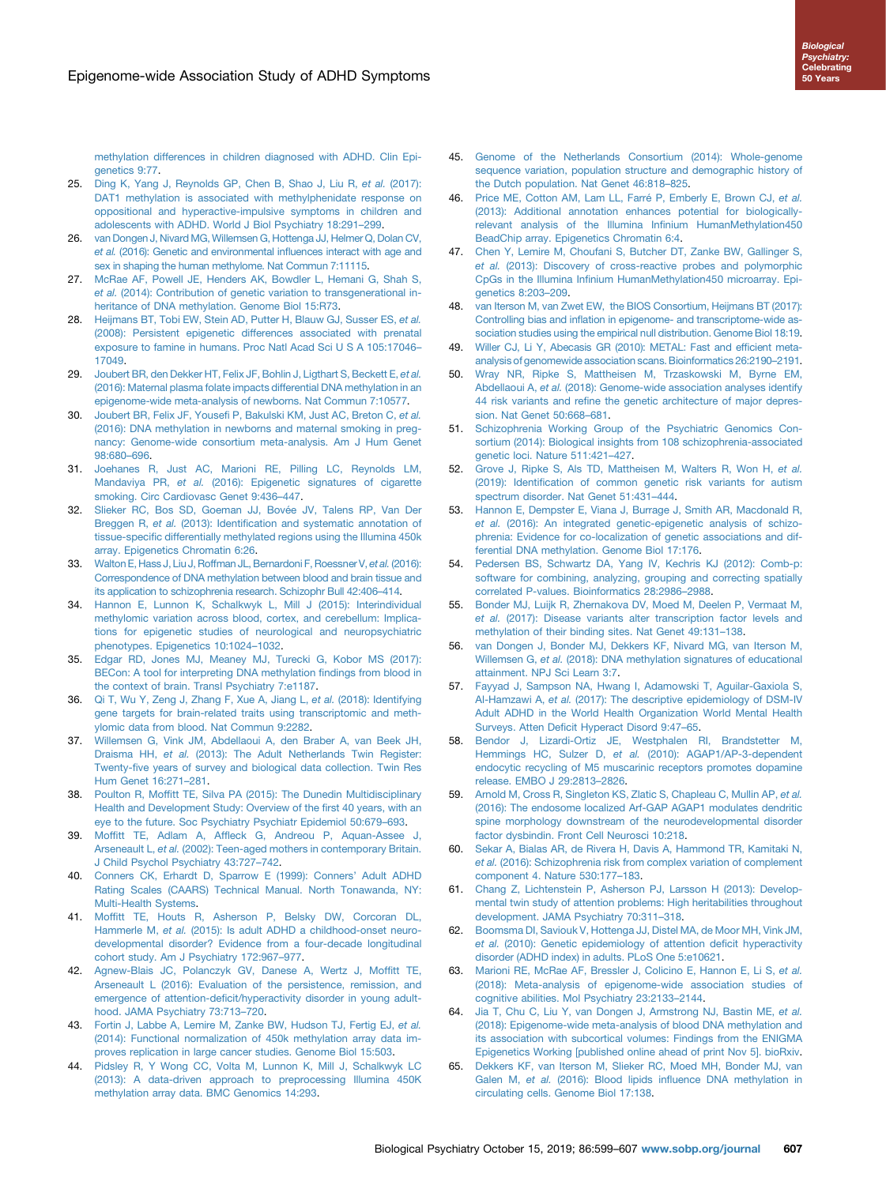methylation differences in children diagnosed with ADHD. Clin Epigenetics 9:77.

25. Ding K, Yang J, Reynolds GP, Chen B, Shao J, Liu R, *et al.* (2017): DAT1 methylation is associated with methylphenidate response on oppositional and hyperactive-impulsive symptoms in children and adolescents with ADHD. World J Biol Psychiatry 18:291–299.
26. van Dongen J, Nivard MG, Willemsen G, Hottenga JJ, Helmer Q, Dolan CV, *et al.* (2016): Genetic and environmental influences interact with age and sex in shaping the human methylome. Nat Commun 7:11115.
27. McRae AF, Powell JE, Henders AK, Bowdler L, Hemani G, Shah S, *et al.* (2014): Contribution of genetic variation to transgenerational inheritance of DNA methylation. Genome Biol 15:R73.
28. Heijmans BT, Tobi EW, Stein AD, Putter H, Blauw GJ, Susser ES, *et al.* (2008): Persistent epigenetic differences associated with prenatal exposure to famine in humans. Proc Natl Acad Sci U S A 105:17046–17049.
29. Joubert BR, den Dekker HT, Felix JF, Bohlin J, Ligthart S, Beckett E, *et al.* (2016): Maternal plasma folate impacts differential DNA methylation in an epigenome-wide meta-analysis of newborns. Nat Commun 7:10577.
30. Joubert BR, Felix JF, Yousefi P, Bakulski KM, Just AC, Breton C, *et al.* (2016): DNA methylation in newborns and maternal smoking in pregnancy: Genome-wide consortium meta-analysis. Am J Hum Genet 98:680–696.
31. Joehanes R, Just AC, Marioni RE, Pilling LC, Reynolds LM, Mandaviya PR, *et al.* (2016): Epigenetic signatures of cigarette smoking. Circ Cardiovasc Genet 9:436–447.
32. Slieker RC, Bos SD, Goeman JJ, Bovée JV, Talens RP, Van Der Breggen R, *et al.* (2013): Identification and systematic annotation of tissue-specific differentially methylated regions using the Illumina 450k array. Epigenetics Chromatin 6:26.
33. Walton E, Hass J, Liu J, Roffman JL, Bernardoni F, Roessner V, *et al.* (2016): Correspondence of DNA methylation between blood and brain tissue and its application to schizophrenia research. Schizophr Bull 42:406–414.
34. Hannon E, Lunnon K, Schalkwyk L, Mill J (2015): Interindividual methylomic variation across blood, cortex, and cerebellum: Implications for epigenetic studies of neurological and neuropsychiatric phenotypes. Epigenetics 10:1024–1032.
35. Edgar RD, Jones MJ, Meaney MJ, Turecki G, Kobor MS (2017): BECon: A tool for interpreting DNA methylation findings from blood in the context of brain. Transl Psychiatry 7:e1187.
36. Qi T, Wu Y, Zeng J, Zhang F, Xue A, Jiang L, *et al.* (2018): Identifying gene targets for brain-related traits using transcriptomic and methylomic data from blood. Nat Commun 9:2282.
37. Willemsen G, Vink JM, Abdellaoui A, den Braber A, van Beek JH, Draisma HH, *et al.* (2013): The Adult Netherlands Twin Register: Twenty-five years of survey and biological data collection. Twin Res Hum Genet 16:271–281.
38. Poulton R, Moffitt TE, Silva PA (2015): The Dunedin Multidisciplinary Health and Development Study: Overview of the first 40 years, with an eye to the future. Soc Psychiatry Psychiatr Epidemiol 50:679–693.
39. Moffitt TE, Adlam A, Affleck G, Andreou P, Aquan-Assee J, Arseneault L, *et al.* (2002): Teen-aged mothers in contemporary Britain. J Child Psychol Psychiatry 43:727–742.
40. Conners CK, Erhardt D, Sparrow E (1999): Conners' Adult ADHD Rating Scales (CAARS) Technical Manual. North Tonawanda, NY: Multi-Health Systems.
41. Moffitt TE, Houts R, Asherson P, Belsky DW, Corcoran DL, Hammerle M, *et al.* (2015): Is adult ADHD a childhood-onset neurodevelopmental disorder? Evidence from a four-decade longitudinal cohort study. Am J Psychiatry 172:967–977.
42. Agnew-Blais JC, Polanczyk GV, Danese A, Wertz J, Moffitt TE, Arseneault L (2016): Evaluation of the persistence, remission, and emergence of attention-deficit/hyperactivity disorder in young adulthood. JAMA Psychiatry 73:713–720.
43. Fortin J, Labbe A, Lemire M, Zanke BW, Hudson TJ, Fertig EJ, *et al.* (2014): Functional normalization of 450k methylation array data improves replication in large cancer studies. Genome Biol 15:503.
44. Pidsley R, Y Wong CC, Volta M, Lunnon K, Mill J, Schalkwyk LC (2013): A data-driven approach to preprocessing Illumina 450K methylation array data. BMC Genomics 14:293.
45. Genome of the Netherlands Consortium (2014): Whole-genome sequence variation, population structure and demographic history of the Dutch population. Nat Genet 46:818–825.
46. Price ME, Cotton AM, Lam LL, Farré P, Emberly E, Brown CJ, *et al.* (2013): Additional annotation enhances potential for biologically-relevant analysis of the Illumina Infinium HumanMethylation450 BeadChip array. Epigenetics Chromatin 6:4.
47. Chen Y, Lemire M, Choufani S, Butcher DT, Zanke BW, Gallinger S, *et al.* (2013): Discovery of cross-reactive probes and polymorphic CpGs in the Illumina Infinium HumanMethylation450 microarray. Epigenetics 8:203–209.
48. van Iterson M, van Zwet EW, the BIOS Consortium, Heijmans BT (2017): Controlling bias and inflation in epigenome- and transcriptome-wide association studies using the empirical null distribution. Genome Biol 18:19.
49. Willer CJ, Li Y, Abecasis GR (2010): METAL: Fast and efficient meta-analysis of genomewide association scans. Bioinformatics 26:2190–2191.
50. Wray NR, Ripke S, Mattheisen M, Trzaskowski M, Byrne EM, Abdellaoui A, *et al.* (2018): Genome-wide association analyses identify 44 risk variants and refine the genetic architecture of major depression. Nat Genet 50:668–681.
51. Schizophrenia Working Group of the Psychiatric Genomics Consortium (2014): Biological insights from 108 schizophrenia-associated genetic loci. Nature 511:421–427.
52. Grove J, Ripke S, Als TD, Mattheisen M, Walters R, Won H, *et al.* (2019): Identification of common genetic risk variants for autism spectrum disorder. Nat Genet 51:431–444.
53. Hannon E, Dempster E, Viana J, Burrage J, Smith AR, Macdonald R, *et al.* (2016): An integrated genetic-epigenetic analysis of schizophrenia: Evidence for co-localization of genetic associations and differential DNA methylation. Genome Biol 17:176.
54. Pedersen BS, Schwartz DA, Yang IV, Kechris KJ (2012): Comb-p: software for combining, analyzing, grouping and correcting spatially correlated P-values. Bioinformatics 28:2986–2988.
55. Bonder MJ, Luijk R, Zhernakova DV, Moed M, Deelen P, Vermaat M, *et al.* (2017): Disease variants alter transcription factor levels and methylation of their binding sites. Nat Genet 49:131–138.
56. van Dongen J, Bonder MJ, Dekkers KF, Nivard MG, van Iterson M, Willemsen G, *et al.* (2018): DNA methylation signatures of educational attainment. NPJ Sci Learn 3:7.
57. Fayyad J, Sampson NA, Hwang I, Adamowski T, Aguilar-Gaxiola S, Al-Hamzawi A, *et al.* (2017): The descriptive epidemiology of DSM-IV Adult ADHD in the World Health Organization World Mental Health Surveys. Atten Deficit Hyperact Disord 9:47–65.
58. Bendor J, Lizardi-Ortiz JE, Westphalen RI, Brandstetter M, Hemmings HC, Sulzer D, *et al.* (2010): AGAP1/AP-3-dependent endocytic recycling of M5 muscarinic receptors promotes dopamine release. EMBO J 29:2813–2826.
59. Arnold M, Cross R, Singleton KS, Zlatic S, Chapleau C, Mullin AP, *et al.* (2016): The endosome localized Arf-GAP AGAP1 modulates dendritic spine morphology downstream of the neurodevelopmental disorder factor dysbindin. Front Cell Neurosci 10:218.
60. Sekar A, Bialas AR, de Rivera H, Davis A, Hammond TR, Kamitaki N, *et al.* (2016): Schizophrenia risk from complex variation of complement component 4. Nature 530:177–183.
61. Chang Z, Lichtenstein P, Asherson PJ, Larsson H (2013): Developmental twin study of attention problems: High heritabilities throughout development. JAMA Psychiatry 70:311–318.
62. Boomsma DI, Saviouk V, Hottenga JJ, Distel MA, de Moor MH, Vink JM, *et al.* (2010): Genetic epidemiology of attention deficit hyperactivity disorder (ADHD index) in adults. PLoS One 5:e10621.
63. Marioni RE, McRae AF, Bressler J, Colicino E, Hannon E, Li S, *et al.* (2018): Meta-analysis of epigenome-wide association studies of cognitive abilities. Mol Psychiatry 23:2133–2144.
64. Jia T, Chu C, Liu Y, van Dongen J, Armstrong NJ, Bastin ME, *et al.* (2018): Epigenome-wide meta-analysis of blood DNA methylation and its association with subcortical volumes: Findings from the ENIGMA Epigenetics Working [published online ahead of print Nov 5]. bioRxiv.
65. Dekkers KF, van Iterson M, Slieker RC, Moed MH, Bonder MJ, van Galen M, *et al.* (2016): Blood lipids influence DNA methylation in circulating cells. Genome Biol 17:138.